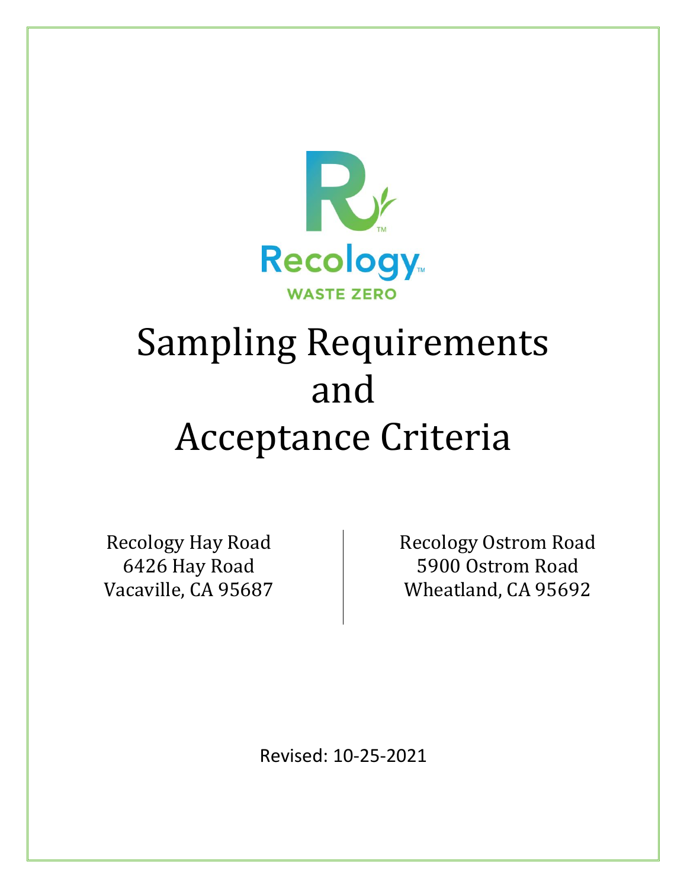Recology

WASTE ZERO

# Sampling Requirements and Acceptance Criteria

Recology Hay Road
6426 Hay Road
Vacaville, CA 95687

Recology Ostrom Road
5900 Ostrom Road
Wheatland, CA 95692

Revised: 10-25-2021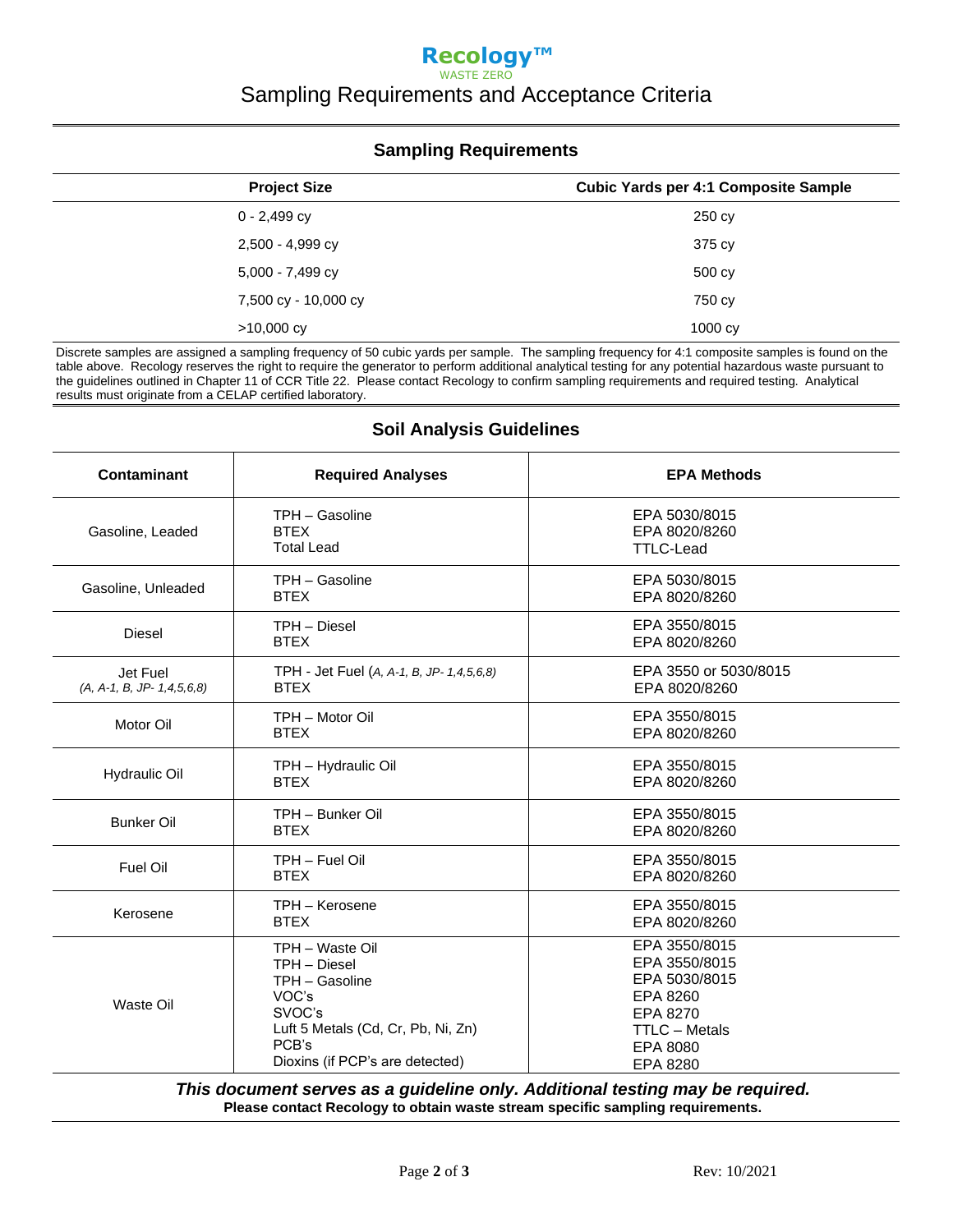Recology™ WASTE ZERO

# Sampling Requirements and Acceptance Criteria

## Sampling Requirements

| Project Size | Cubic Yards per 4:1 Composite Sample |
|---|---|
| 0 - 2,499 cy | 250 cy |
| 2,500 - 4,999 cy | 375 cy |
| 5,000 - 7,499 cy | 500 cy |
| 7,500 cy - 10,000 cy | 750 cy |
| >10,000 cy | 1000 cy |

Discrete samples are assigned a sampling frequency of 50 cubic yards per sample. The sampling frequency for 4:1 composite samples is found on the table above. Recology reserves the right to require the generator to perform additional analytical testing for any potential hazardous waste pursuant to the guidelines outlined in Chapter 11 of CCR Title 22. Please contact Recology to confirm sampling requirements and required testing. Analytical results must originate from a CELAP certified laboratory.

## Soil Analysis Guidelines

| Contaminant | Required Analyses | EPA Methods |
|---|---|---|
| Gasoline, Leaded | TPH – Gasoline<br>BTEX<br>Total Lead | EPA 5030/8015<br>EPA 8020/8260<br>TTLC-Lead |
| Gasoline, Unleaded | TPH – Gasoline<br>BTEX | EPA 5030/8015<br>EPA 8020/8260 |
| Diesel | TPH – Diesel<br>BTEX | EPA 3550/8015<br>EPA 8020/8260 |
| Jet Fuel<br>*(A, A-1, B, JP- 1,4,5,6,8)* | TPH - Jet Fuel (*A, A-1, B, JP- 1,4,5,6,8*)<br>BTEX | EPA 3550 or 5030/8015<br>EPA 8020/8260 |
| Motor Oil | TPH – Motor Oil<br>BTEX | EPA 3550/8015<br>EPA 8020/8260 |
| Hydraulic Oil | TPH – Hydraulic Oil<br>BTEX | EPA 3550/8015<br>EPA 8020/8260 |
| Bunker Oil | TPH – Bunker Oil<br>BTEX | EPA 3550/8015<br>EPA 8020/8260 |
| Fuel Oil | TPH – Fuel Oil<br>BTEX | EPA 3550/8015<br>EPA 8020/8260 |
| Kerosene | TPH – Kerosene<br>BTEX | EPA 3550/8015<br>EPA 8020/8260 |
| Waste Oil | TPH – Waste Oil<br>TPH – Diesel<br>TPH – Gasoline<br>VOC's<br>SVOC's<br>Luft 5 Metals (Cd, Cr, Pb, Ni, Zn)<br>PCB's<br>Dioxins (if PCP's are detected) | EPA 3550/8015<br>EPA 3550/8015<br>EPA 5030/8015<br>EPA 8260<br>EPA 8270<br>TTLC – Metals<br>EPA 8080<br>EPA 8280 |

***This document serves as a guideline only. Additional testing may be required.***

**Please contact Recology to obtain waste stream specific sampling requirements.**

Rev: 10/2021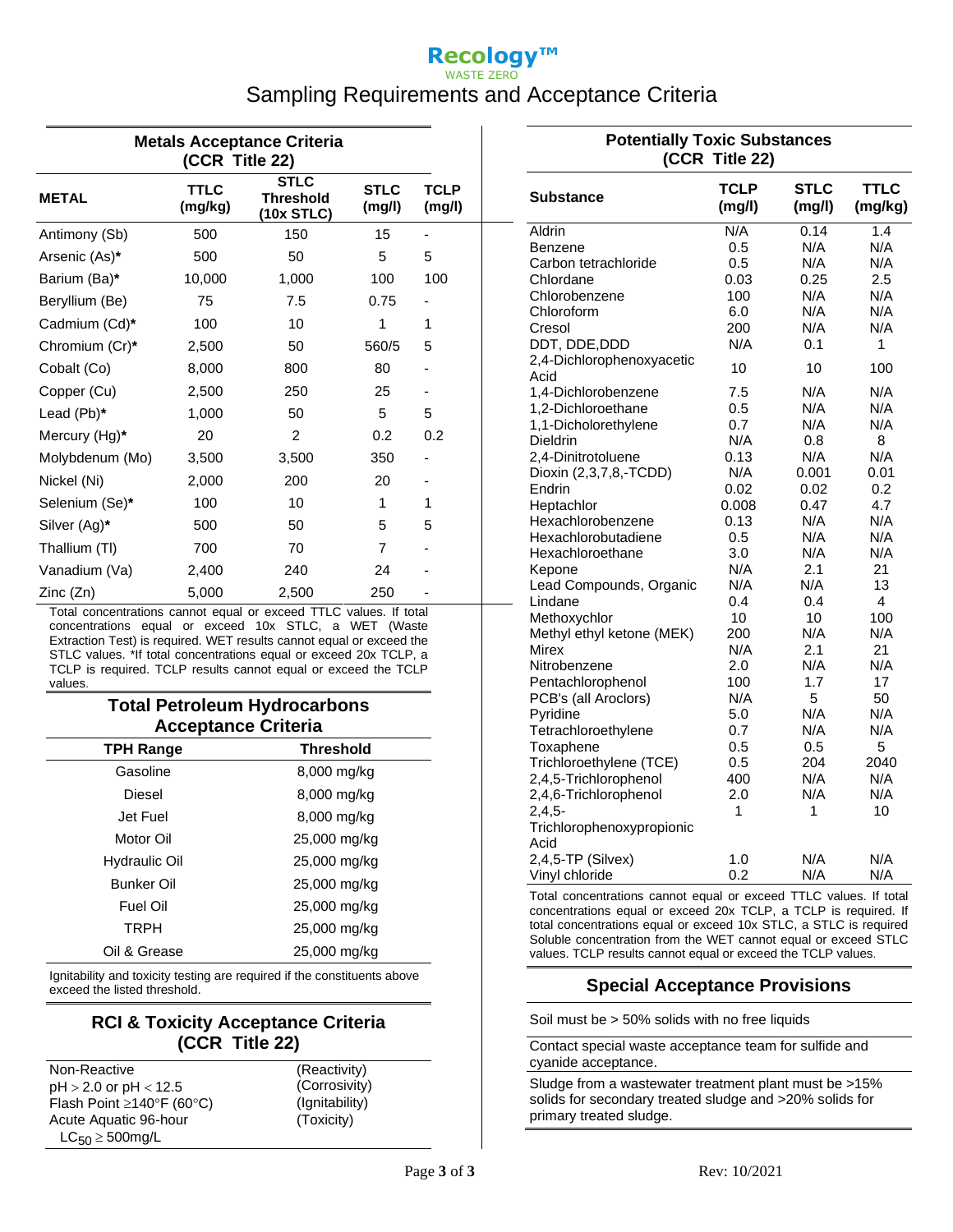Recology™
WASTE ZERO

# Sampling Requirements and Acceptance Criteria

## Metals Acceptance Criteria (CCR Title 22)

| METAL | TTLC (mg/kg) | STLC Threshold (10x STLC) | STLC (mg/l) | TCLP (mg/l) |
|---|---|---|---|---|
| Antimony (Sb) | 500 | 150 | 15 | - |
| Arsenic (As)* | 500 | 50 | 5 | 5 |
| Barium (Ba)* | 10,000 | 1,000 | 100 | 100 |
| Beryllium (Be) | 75 | 7.5 | 0.75 | - |
| Cadmium (Cd)* | 100 | 10 | 1 | 1 |
| Chromium (Cr)* | 2,500 | 50 | 560/5 | 5 |
| Cobalt (Co) | 8,000 | 800 | 80 | - |
| Copper (Cu) | 2,500 | 250 | 25 | - |
| Lead (Pb)* | 1,000 | 50 | 5 | 5 |
| Mercury (Hg)* | 20 | 2 | 0.2 | 0.2 |
| Molybdenum (Mo) | 3,500 | 3,500 | 350 | - |
| Nickel (Ni) | 2,000 | 200 | 20 | - |
| Selenium (Se)* | 100 | 10 | 1 | 1 |
| Silver (Ag)* | 500 | 50 | 5 | 5 |
| Thallium (Tl) | 700 | 70 | 7 | - |
| Vanadium (Va) | 2,400 | 240 | 24 | - |
| Zinc (Zn) | 5,000 | 2,500 | 250 | - |

Total concentrations cannot equal or exceed TTLC values. If total concentrations equal or exceed 10x STLC, a WET (Waste Extraction Test) is required. WET results cannot equal or exceed the STLC values. *If total concentrations equal or exceed 20x TCLP, a TCLP is required. TCLP results cannot equal or exceed the TCLP values.

## Total Petroleum Hydrocarbons Acceptance Criteria

| TPH Range | Threshold |
|---|---|
| Gasoline | 8,000 mg/kg |
| Diesel | 8,000 mg/kg |
| Jet Fuel | 8,000 mg/kg |
| Motor Oil | 25,000 mg/kg |
| Hydraulic Oil | 25,000 mg/kg |
| Bunker Oil | 25,000 mg/kg |
| Fuel Oil | 25,000 mg/kg |
| TRPH | 25,000 mg/kg |
| Oil & Grease | 25,000 mg/kg |

Ignitability and toxicity testing are required if the constituents above exceed the listed threshold.

## RCI & Toxicity Acceptance Criteria (CCR Title 22)

| | |
|---|---|
| Non-Reactive | (Reactivity) |
| pH $> 2.0$ or pH $< 12.5$ | (Corrosivity) |
| Flash Point $\geq$140°F (60°C) | (Ignitability) |
| Acute Aquatic 96-hour $LC_{50} \geq$ 500mg/L | (Toxicity) |

## Potentially Toxic Substances (CCR Title 22)

| Substance | TCLP (mg/l) | STLC (mg/l) | TTLC (mg/kg) |
|---|---|---|---|
| Aldrin | N/A | 0.14 | 1.4 |
| Benzene | 0.5 | N/A | N/A |
| Carbon tetrachloride | 0.5 | N/A | N/A |
| Chlordane | 0.03 | 0.25 | 2.5 |
| Chlorobenzene | 100 | N/A | N/A |
| Chloroform | 6.0 | N/A | N/A |
| Cresol | 200 | N/A | N/A |
| DDT, DDE,DDD | N/A | 0.1 | 1 |
| 2,4-Dichlorophenoxyacetic Acid | 10 | 10 | 100 |
| 1,4-Dichlorobenzene | 7.5 | N/A | N/A |
| 1,2-Dichloroethane | 0.5 | N/A | N/A |
| 1,1-Dicholorethylene | 0.7 | N/A | N/A |
| Dieldrin | N/A | 0.8 | 8 |
| 2,4-Dinitrotoluene | 0.13 | N/A | N/A |
| Dioxin (2,3,7,8,-TCDD) | N/A | 0.001 | 0.01 |
| Endrin | 0.02 | 0.02 | 0.2 |
| Heptachlor | 0.008 | 0.47 | 4.7 |
| Hexachlorobenzene | 0.13 | N/A | N/A |
| Hexachlorobutadiene | 0.5 | N/A | N/A |
| Hexachloroethane | 3.0 | N/A | N/A |
| Kepone | N/A | 2.1 | 21 |
| Lead Compounds, Organic | N/A | N/A | 13 |
| Lindane | 0.4 | 0.4 | 4 |
| Methoxychlor | 10 | 10 | 100 |
| Methyl ethyl ketone (MEK) | 200 | N/A | N/A |
| Mirex | N/A | 2.1 | 21 |
| Nitrobenzene | 2.0 | N/A | N/A |
| Pentachlorophenol | 100 | 1.7 | 17 |
| PCB's (all Aroclors) | N/A | 5 | 50 |
| Pyridine | 5.0 | N/A | N/A |
| Tetrachloroethylene | 0.7 | N/A | N/A |
| Toxaphene | 0.5 | 0.5 | 5 |
| Trichloroethylene (TCE) | 0.5 | 204 | 2040 |
| 2,4,5-Trichlorophenol | 400 | N/A | N/A |
| 2,4,6-Trichlorophenol | 2.0 | N/A | N/A |
| 2,4,5-Trichlorophenoxypropionic Acid | 1 | 1 | 10 |
| 2,4,5-TP (Silvex) | 1.0 | N/A | N/A |
| Vinyl chloride | 0.2 | N/A | N/A |

Total concentrations cannot equal or exceed TTLC values. If total concentrations equal or exceed 20x TCLP, a TCLP is required. If total concentrations equal or exceed 10x STLC, a STLC is required Soluble concentration from the WET cannot equal or exceed STLC values. TCLP results cannot equal or exceed the TCLP values.

## Special Acceptance Provisions

Soil must be > 50% solids with no free liquids

Contact special waste acceptance team for sulfide and cyanide acceptance.

Sludge from a wastewater treatment plant must be >15% solids for secondary treated sludge and >20% solids for primary treated sludge.

Rev: 10/2021